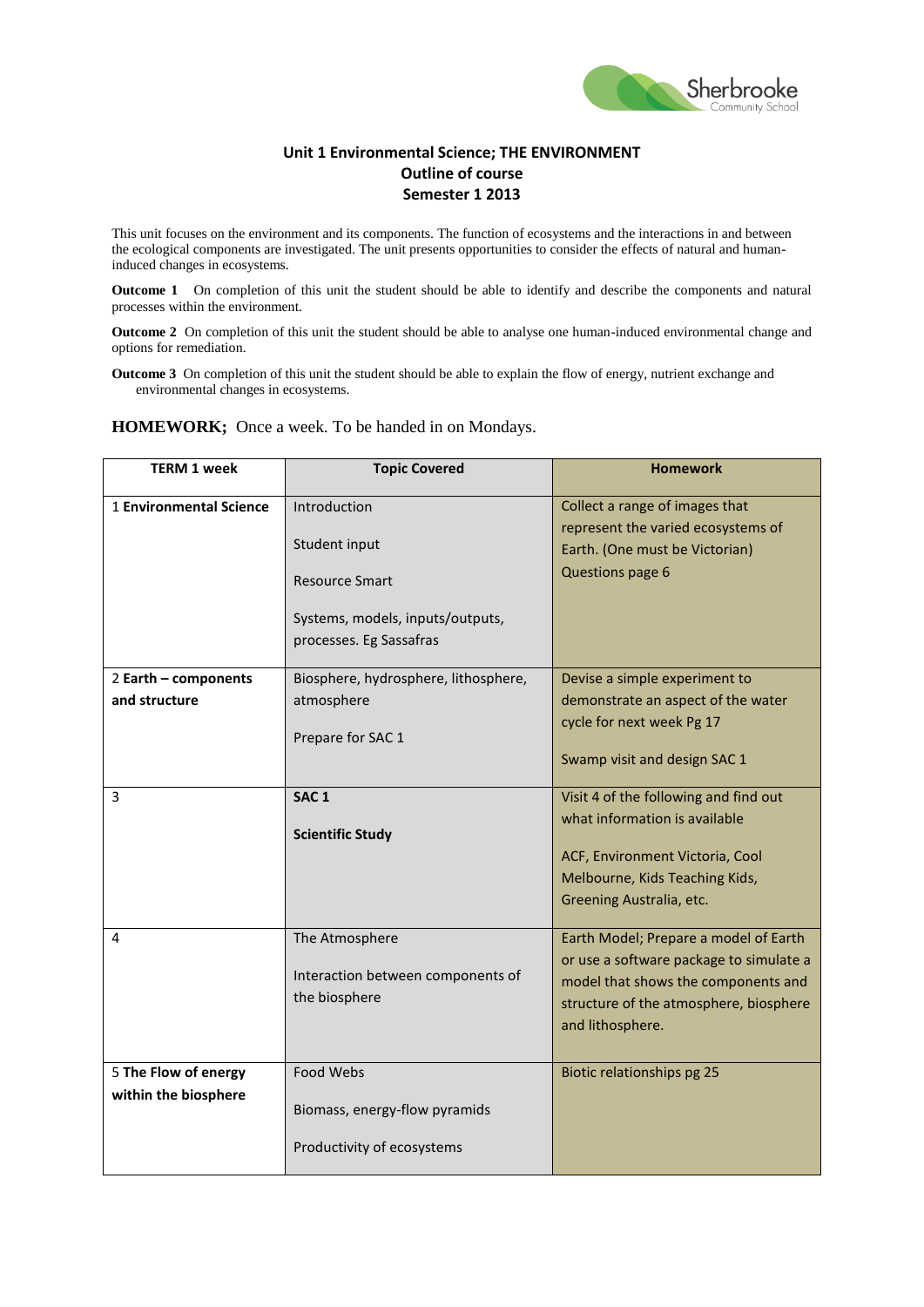**Unit 1 Environmental Science; THE ENVIRONMENT**
**Outline of course**
**Semester 1 2013**

This unit focuses on the environment and its components. The function of ecosystems and the interactions in and between the ecological components are investigated. The unit presents opportunities to consider the effects of natural and human-induced changes in ecosystems.

**Outcome 1** On completion of this unit the student should be able to identify and describe the components and natural processes within the environment.

**Outcome 2** On completion of this unit the student should be able to analyse one human-induced environmental change and options for remediation.

**Outcome 3** On completion of this unit the student should be able to explain the flow of energy, nutrient exchange and environmental changes in ecosystems.

**HOMEWORK;** Once a week. To be handed in on Mondays.

| TERM 1 week | Topic Covered | Homework |
|---|---|---|
| 1 **Environmental Science** | Introduction<br><br>Student input<br><br>Resource Smart<br><br>Systems, models, inputs/outputs, processes. Eg Sassafras | Collect a range of images that represent the varied ecosystems of Earth. (One must be Victorian)<br>Questions page 6 |
| 2 **Earth – components and structure** | Biosphere, hydrosphere, lithosphere, atmosphere<br><br>Prepare for SAC 1 | Devise a simple experiment to demonstrate an aspect of the water cycle for next week Pg 17<br><br>Swamp visit and design SAC 1 |
| 3 | **SAC 1**<br><br>**Scientific Study** | Visit 4 of the following and find out what information is available<br><br>ACF, Environment Victoria, Cool Melbourne, Kids Teaching Kids, Greening Australia, etc. |
| 4 | The Atmosphere<br><br>Interaction between components of the biosphere | Earth Model; Prepare a model of Earth or use a software package to simulate a model that shows the components and structure of the atmosphere, biosphere and lithosphere. |
| 5 **The Flow of energy within the biosphere** | Food Webs<br><br>Biomass, energy-flow pyramids<br><br>Productivity of ecosystems | Biotic relationships pg 25 |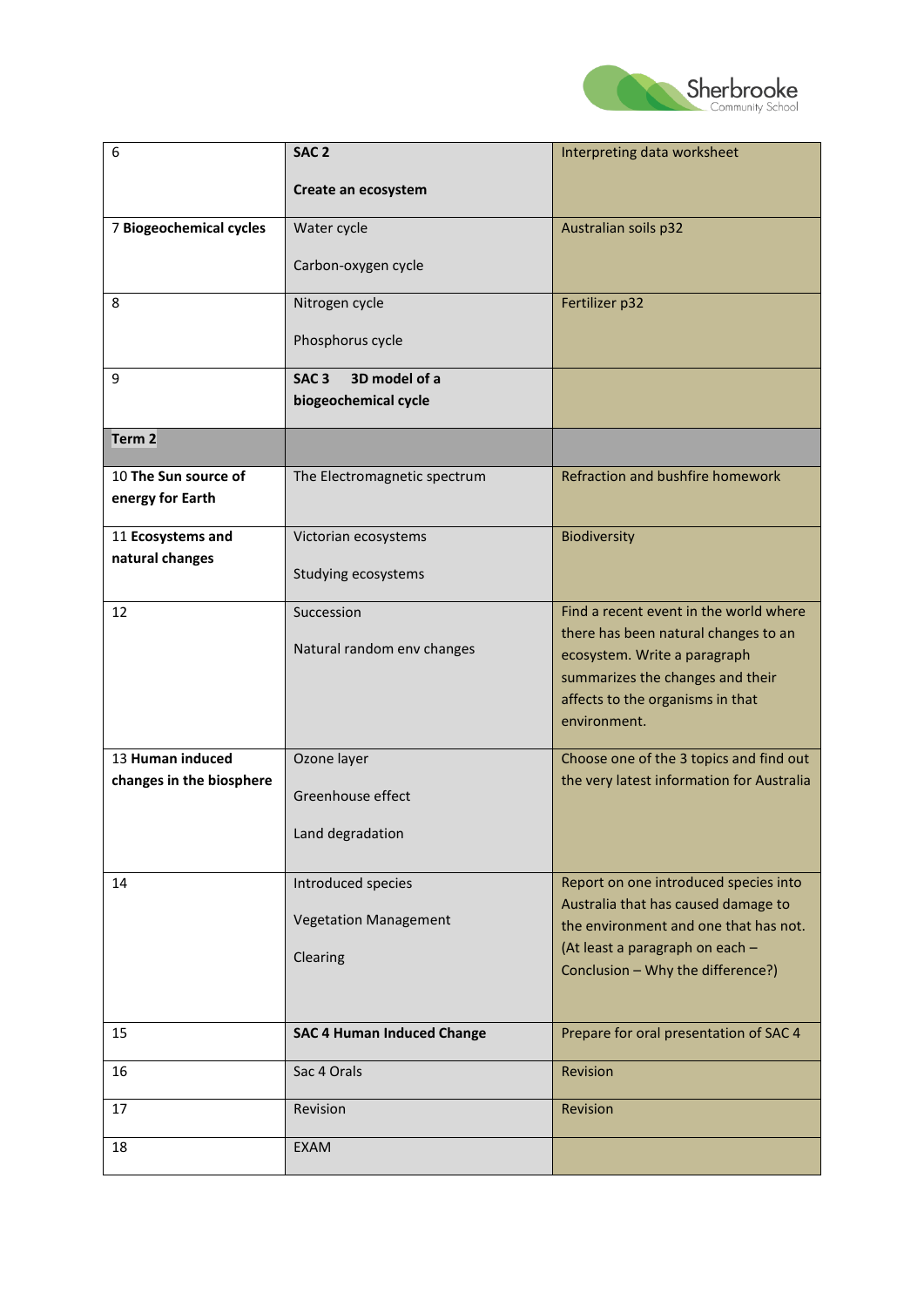| | | |
|---|---|---|
| 6 | **SAC 2**<br><br>**Create an ecosystem** | Interpreting data worksheet |
| 7 **Biogeochemical cycles** | Water cycle<br><br>Carbon-oxygen cycle | Australian soils p32 |
| 8 | Nitrogen cycle<br><br>Phosphorus cycle | Fertilizer p32 |
| 9 | **SAC 3 3D model of a biogeochemical cycle** | |
| **Term 2** | | |
| 10 **The Sun source of energy for Earth** | The Electromagnetic spectrum | Refraction and bushfire homework |
| 11 **Ecosystems and natural changes** | Victorian ecosystems<br><br>Studying ecosystems | Biodiversity |
| 12 | Succession<br><br>Natural random env changes | Find a recent event in the world where there has been natural changes to an ecosystem. Write a paragraph summarizes the changes and their affects to the organisms in that environment. |
| 13 **Human induced changes in the biosphere** | Ozone layer<br><br>Greenhouse effect<br><br>Land degradation | Choose one of the 3 topics and find out the very latest information for Australia |
| 14 | Introduced species<br><br>Vegetation Management<br><br>Clearing | Report on one introduced species into Australia that has caused damage to the environment and one that has not. (At least a paragraph on each – Conclusion – Why the difference?) |
| 15 | **SAC 4 Human Induced Change** | Prepare for oral presentation of SAC 4 |
| 16 | Sac 4 Orals | Revision |
| 17 | Revision | Revision |
| 18 | EXAM | |